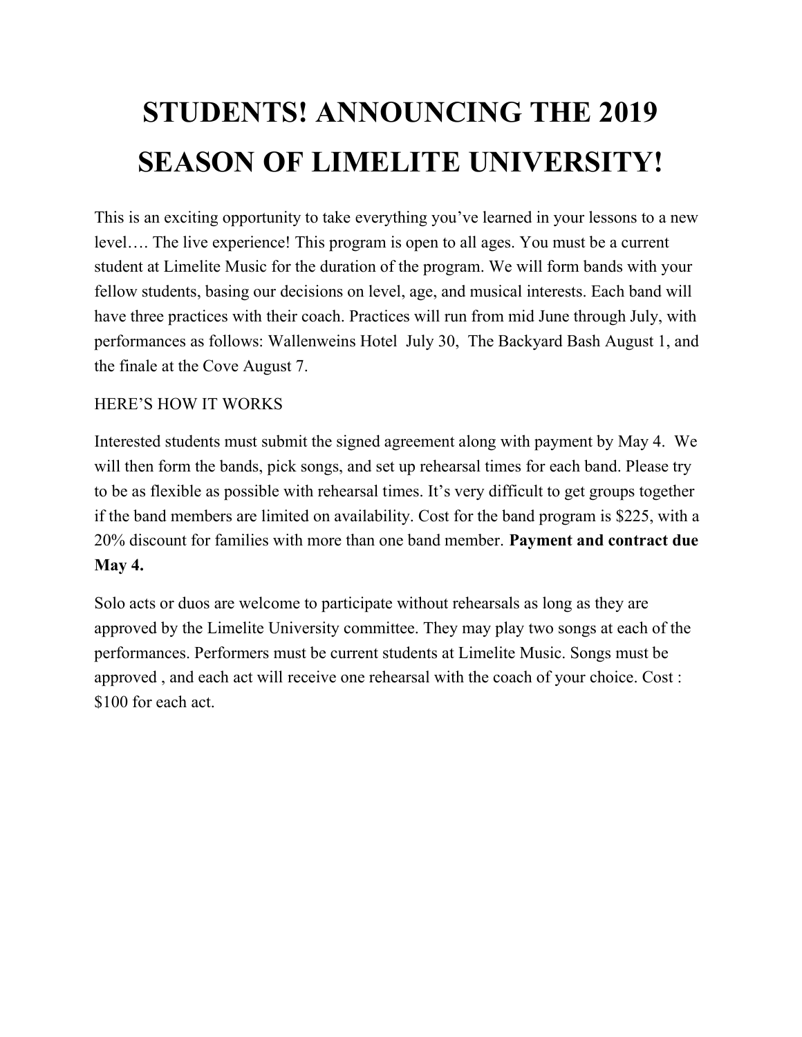# STUDENTS! ANNOUNCING THE 2019 SEASON OF LIMELITE UNIVERSITY!

This is an exciting opportunity to take everything you've learned in your lessons to a new level…. The live experience! This program is open to all ages. You must be a current student at Limelite Music for the duration of the program. We will form bands with your fellow students, basing our decisions on level, age, and musical interests. Each band will have three practices with their coach. Practices will run from mid June through July, with performances as follows: Wallenweins Hotel July 30, The Backyard Bash August 1, and the finale at the Cove August 7.

HERE'S HOW IT WORKS

Interested students must submit the signed agreement along with payment by May 4. We will then form the bands, pick songs, and set up rehearsal times for each band. Please try to be as flexible as possible with rehearsal times. It's very difficult to get groups together if the band members are limited on availability. Cost for the band program is $225, with a 20% discount for families with more than one band member. **Payment and contract due May 4.**

Solo acts or duos are welcome to participate without rehearsals as long as they are approved by the Limelite University committee. They may play two songs at each of the performances. Performers must be current students at Limelite Music. Songs must be approved , and each act will receive one rehearsal with the coach of your choice. Cost : $100 for each act.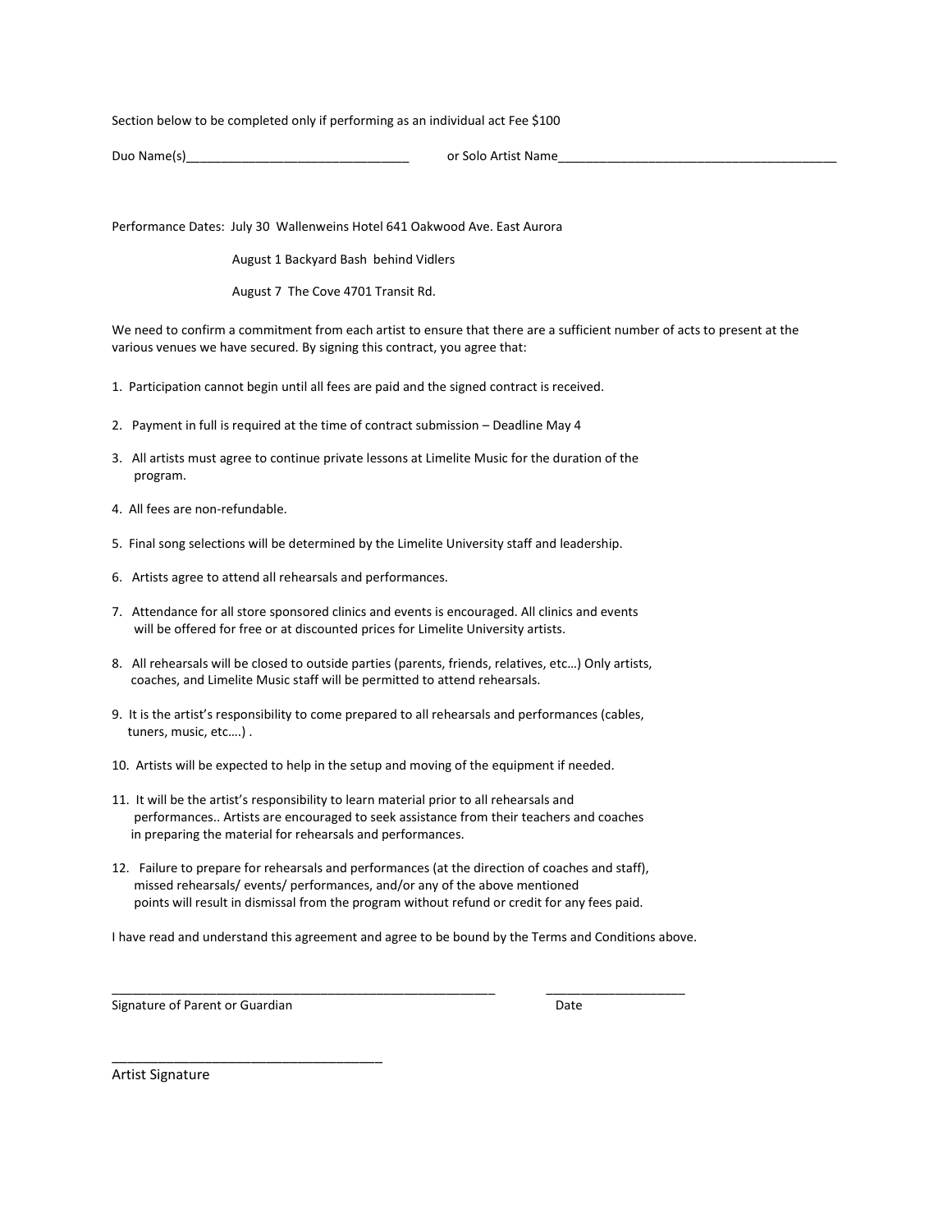Section below to be completed only if performing as an individual act Fee $100

Duo Name(s)________________________________ or Solo Artist Name_________________________________________

Performance Dates: July 30 Wallenweins Hotel 641 Oakwood Ave. East Aurora

August 1 Backyard Bash behind Vidlers

August 7 The Cove 4701 Transit Rd.

We need to confirm a commitment from each artist to ensure that there are a sufficient number of acts to present at the various venues we have secured. By signing this contract, you agree that:

1. Participation cannot begin until all fees are paid and the signed contract is received.
2. Payment in full is required at the time of contract submission – Deadline May 4
3. All artists must agree to continue private lessons at Limelite Music for the duration of the program.
4. All fees are non-refundable.
5. Final song selections will be determined by the Limelite University staff and leadership.
6. Artists agree to attend all rehearsals and performances.
7. Attendance for all store sponsored clinics and events is encouraged. All clinics and events will be offered for free or at discounted prices for Limelite University artists.
8. All rehearsals will be closed to outside parties (parents, friends, relatives, etc…) Only artists, coaches, and Limelite Music staff will be permitted to attend rehearsals.
9. It is the artist's responsibility to come prepared to all rehearsals and performances (cables, tuners, music, etc.…) .
10. Artists will be expected to help in the setup and moving of the equipment if needed.
11. It will be the artist's responsibility to learn material prior to all rehearsals and performances.. Artists are encouraged to seek assistance from their teachers and coaches in preparing the material for rehearsals and performances.
12. Failure to prepare for rehearsals and performances (at the direction of coaches and staff), missed rehearsals/ events/ performances, and/or any of the above mentioned points will result in dismissal from the program without refund or credit for any fees paid.

I have read and understand this agreement and agree to be bound by the Terms and Conditions above.

_________________________________________________________ ____________________

Signature of Parent or Guardian Date

______________________________________

Artist Signature